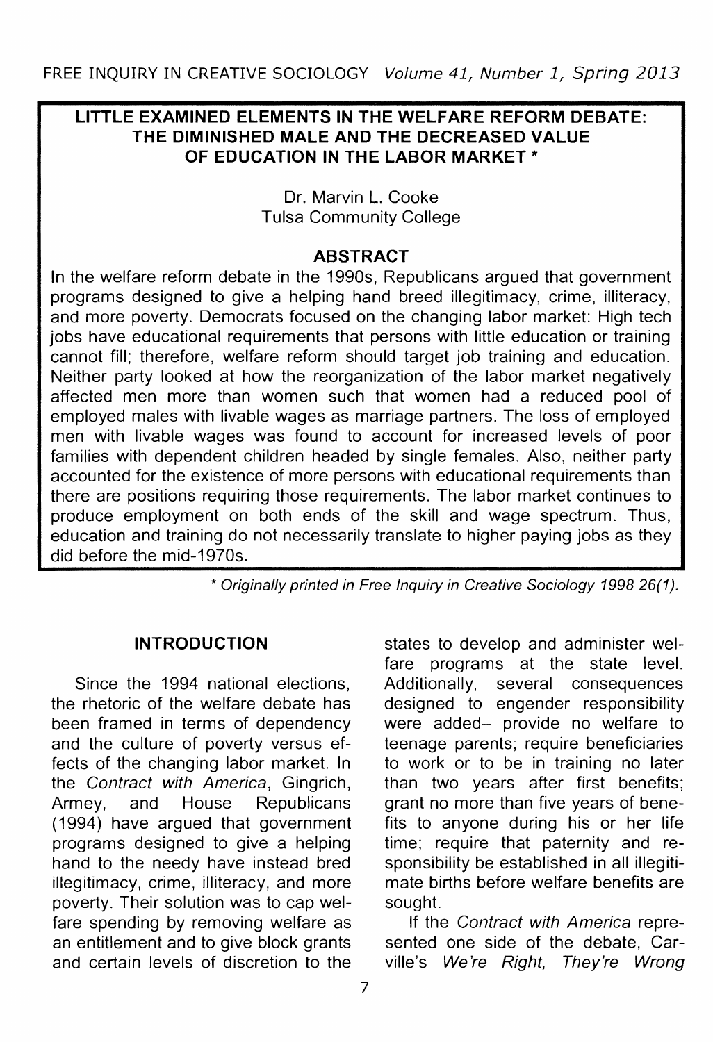# LITTLE EXAMINED ELEMENTS IN THE WELFARE REFORM DEBATE: THE DIMINISHED MALE AND THE DECREASED VALUE OF EDUCATION IN THE LABOR MARKET *

Dr. Marvin L. Cooke
Tulsa Community College

## ABSTRACT

In the welfare reform debate in the 1990s, Republicans argued that government programs designed to give a helping hand breed illegitimacy, crime, illiteracy, and more poverty. Democrats focused on the changing labor market: High tech jobs have educational requirements that persons with little education or training cannot fill; therefore, welfare reform should target job training and education. Neither party looked at how the reorganization of the labor market negatively affected men more than women such that women had a reduced pool of employed males with livable wages as marriage partners. The loss of employed men with livable wages was found to account for increased levels of poor families with dependent children headed by single females. Also, neither party accounted for the existence of more persons with educational requirements than there are positions requiring those requirements. The labor market continues to produce employment on both ends of the skill and wage spectrum. Thus, education and training do not necessarily translate to higher paying jobs as they did before the mid-1970s.

* *Originally printed in Free Inquiry in Creative Sociology 1998 26(1).*

## INTRODUCTION

Since the 1994 national elections, the rhetoric of the welfare debate has been framed in terms of dependency and the culture of poverty versus effects of the changing labor market. In the *Contract with America*, Gingrich, Armey, and House Republicans (1994) have argued that government programs designed to give a helping hand to the needy have instead bred illegitimacy, crime, illiteracy, and more poverty. Their solution was to cap welfare spending by removing welfare as an entitlement and to give block grants and certain levels of discretion to the states to develop and administer welfare programs at the state level. Additionally, several consequences designed to engender responsibility were added– provide no welfare to teenage parents; require beneficiaries to work or to be in training no later than two years after first benefits; grant no more than five years of benefits to anyone during his or her life time; require that paternity and responsibility be established in all illegitimate births before welfare benefits are sought.

If the *Contract with America* represented one side of the debate, Carville's *We're Right, They're Wrong*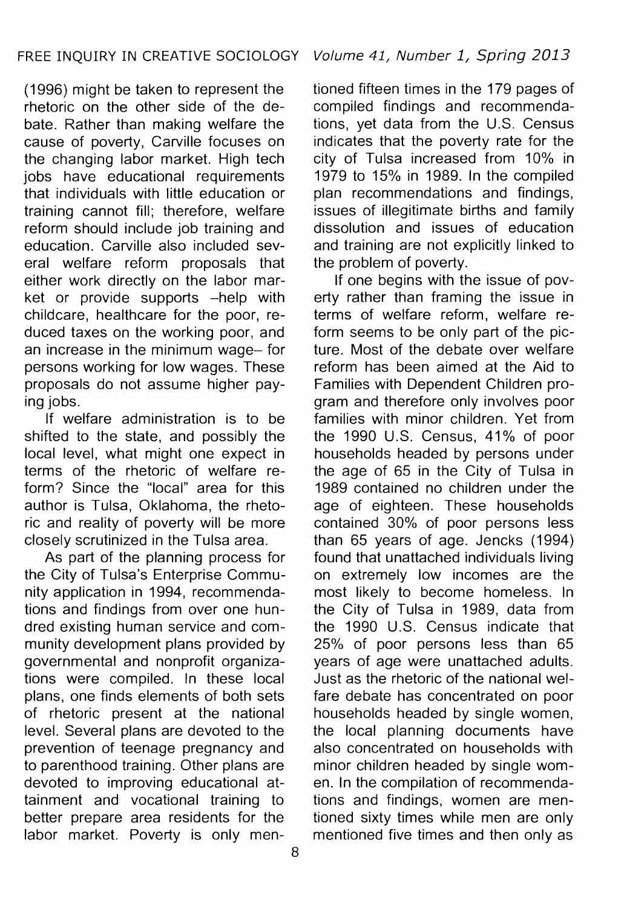(1996) might be taken to represent the rhetoric on the other side of the debate. Rather than making welfare the cause of poverty, Carville focuses on the changing labor market. High tech jobs have educational requirements that individuals with little education or training cannot fill; therefore, welfare reform should include job training and education. Carville also included several welfare reform proposals that either work directly on the labor market or provide supports –help with childcare, healthcare for the poor, reduced taxes on the working poor, and an increase in the minimum wage– for persons working for low wages. These proposals do not assume higher paying jobs.

If welfare administration is to be shifted to the state, and possibly the local level, what might one expect in terms of the rhetoric of welfare reform? Since the "local" area for this author is Tulsa, Oklahoma, the rhetoric and reality of poverty will be more closely scrutinized in the Tulsa area.

As part of the planning process for the City of Tulsa's Enterprise Community application in 1994, recommendations and findings from over one hundred existing human service and community development plans provided by governmental and nonprofit organizations were compiled. In these local plans, one finds elements of both sets of rhetoric present at the national level. Several plans are devoted to the prevention of teenage pregnancy and to parenthood training. Other plans are devoted to improving educational attainment and vocational training to better prepare area residents for the labor market. Poverty is only mentioned fifteen times in the 179 pages of compiled findings and recommendations, yet data from the U.S. Census indicates that the poverty rate for the city of Tulsa increased from 10% in 1979 to 15% in 1989. In the compiled plan recommendations and findings, issues of illegitimate births and family dissolution and issues of education and training are not explicitly linked to the problem of poverty.

If one begins with the issue of poverty rather than framing the issue in terms of welfare reform, welfare reform seems to be only part of the picture. Most of the debate over welfare reform has been aimed at the Aid to Families with Dependent Children program and therefore only involves poor families with minor children. Yet from the 1990 U.S. Census, 41% of poor households headed by persons under the age of 65 in the City of Tulsa in 1989 contained no children under the age of eighteen. These households contained 30% of poor persons less than 65 years of age. Jencks (1994) found that unattached individuals living on extremely low incomes are the most likely to become homeless. In the City of Tulsa in 1989, data from the 1990 U.S. Census indicate that 25% of poor persons less than 65 years of age were unattached adults. Just as the rhetoric of the national welfare debate has concentrated on poor households headed by single women, the local planning documents have also concentrated on households with minor children headed by single women. In the compilation of recommendations and findings, women are mentioned sixty times while men are only mentioned five times and then only as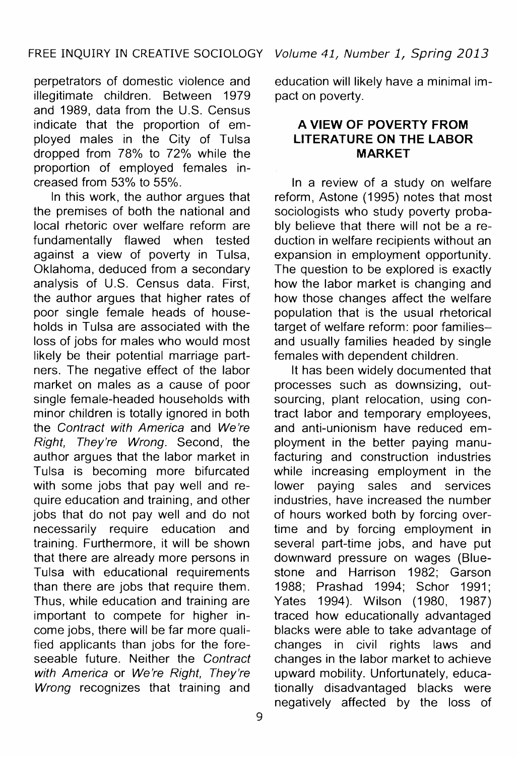perpetrators of domestic violence and illegitimate children. Between 1979 and 1989, data from the U.S. Census indicate that the proportion of employed males in the City of Tulsa dropped from 78% to 72% while the proportion of employed females increased from 53% to 55%.

In this work, the author argues that the premises of both the national and local rhetoric over welfare reform are fundamentally flawed when tested against a view of poverty in Tulsa, Oklahoma, deduced from a secondary analysis of U.S. Census data. First, the author argues that higher rates of poor single female heads of households in Tulsa are associated with the loss of jobs for males who would most likely be their potential marriage partners. The negative effect of the labor market on males as a cause of poor single female-headed households with minor children is totally ignored in both the *Contract with America* and *We're Right, They're Wrong*. Second, the author argues that the labor market in Tulsa is becoming more bifurcated with some jobs that pay well and require education and training, and other jobs that do not pay well and do not necessarily require education and training. Furthermore, it will be shown that there are already more persons in Tulsa with educational requirements than there are jobs that require them. Thus, while education and training are important to compete for higher income jobs, there will be far more qualified applicants than jobs for the foreseeable future. Neither the *Contract with America* or *We're Right, They're Wrong* recognizes that training and education will likely have a minimal impact on poverty.

## A VIEW OF POVERTY FROM LITERATURE ON THE LABOR MARKET

In a review of a study on welfare reform, Astone (1995) notes that most sociologists who study poverty probably believe that there will not be a reduction in welfare recipients without an expansion in employment opportunity. The question to be explored is exactly how the labor market is changing and how those changes affect the welfare population that is the usual rhetorical target of welfare reform: poor families– and usually families headed by single females with dependent children.

It has been widely documented that processes such as downsizing, outsourcing, plant relocation, using contract labor and temporary employees, and anti-unionism have reduced employment in the better paying manufacturing and construction industries while increasing employment in the lower paying sales and services industries, have increased the number of hours worked both by forcing overtime and by forcing employment in several part-time jobs, and have put downward pressure on wages (Bluestone and Harrison 1982; Garson 1988; Prashad 1994; Schor 1991; Yates 1994). Wilson (1980, 1987) traced how educationally advantaged blacks were able to take advantage of changes in civil rights laws and changes in the labor market to achieve upward mobility. Unfortunately, educationally disadvantaged blacks were negatively affected by the loss of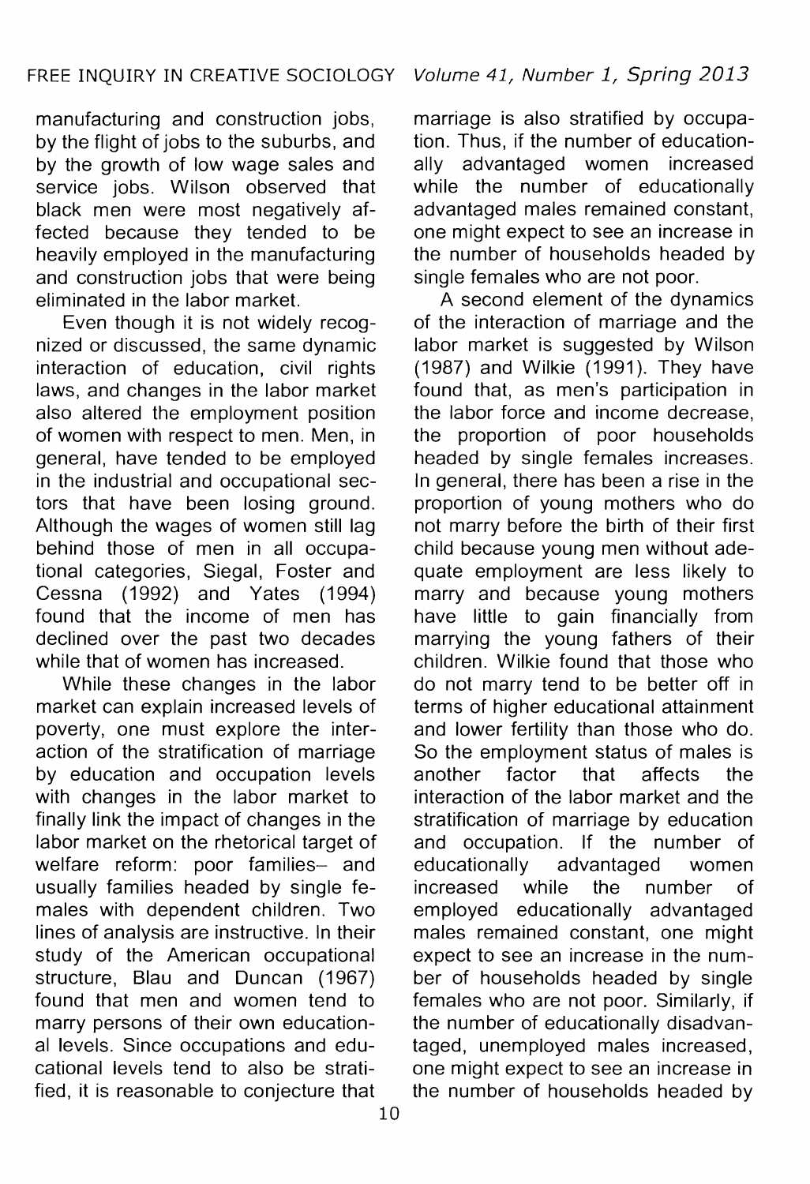manufacturing and construction jobs, by the flight of jobs to the suburbs, and by the growth of low wage sales and service jobs. Wilson observed that black men were most negatively affected because they tended to be heavily employed in the manufacturing and construction jobs that were being eliminated in the labor market.

Even though it is not widely recognized or discussed, the same dynamic interaction of education, civil rights laws, and changes in the labor market also altered the employment position of women with respect to men. Men, in general, have tended to be employed in the industrial and occupational sectors that have been losing ground. Although the wages of women still lag behind those of men in all occupational categories, Siegal, Foster and Cessna (1992) and Yates (1994) found that the income of men has declined over the past two decades while that of women has increased.

While these changes in the labor market can explain increased levels of poverty, one must explore the interaction of the stratification of marriage by education and occupation levels with changes in the labor market to finally link the impact of changes in the labor market on the rhetorical target of welfare reform: poor families– and usually families headed by single females with dependent children. Two lines of analysis are instructive. In their study of the American occupational structure, Blau and Duncan (1967) found that men and women tend to marry persons of their own educational levels. Since occupations and educational levels tend to also be stratified, it is reasonable to conjecture that marriage is also stratified by occupation. Thus, if the number of educationally advantaged women increased while the number of educationally advantaged males remained constant, one might expect to see an increase in the number of households headed by single females who are not poor.

A second element of the dynamics of the interaction of marriage and the labor market is suggested by Wilson (1987) and Wilkie (1991). They have found that, as men's participation in the labor force and income decrease, the proportion of poor households headed by single females increases. In general, there has been a rise in the proportion of young mothers who do not marry before the birth of their first child because young men without adequate employment are less likely to marry and because young mothers have little to gain financially from marrying the young fathers of their children. Wilkie found that those who do not marry tend to be better off in terms of higher educational attainment and lower fertility than those who do. So the employment status of males is another factor that affects the interaction of the labor market and the stratification of marriage by education and occupation. If the number of educationally advantaged women increased while the number of employed educationally advantaged males remained constant, one might expect to see an increase in the number of households headed by single females who are not poor. Similarly, if the number of educationally disadvantaged, unemployed males increased, one might expect to see an increase in the number of households headed by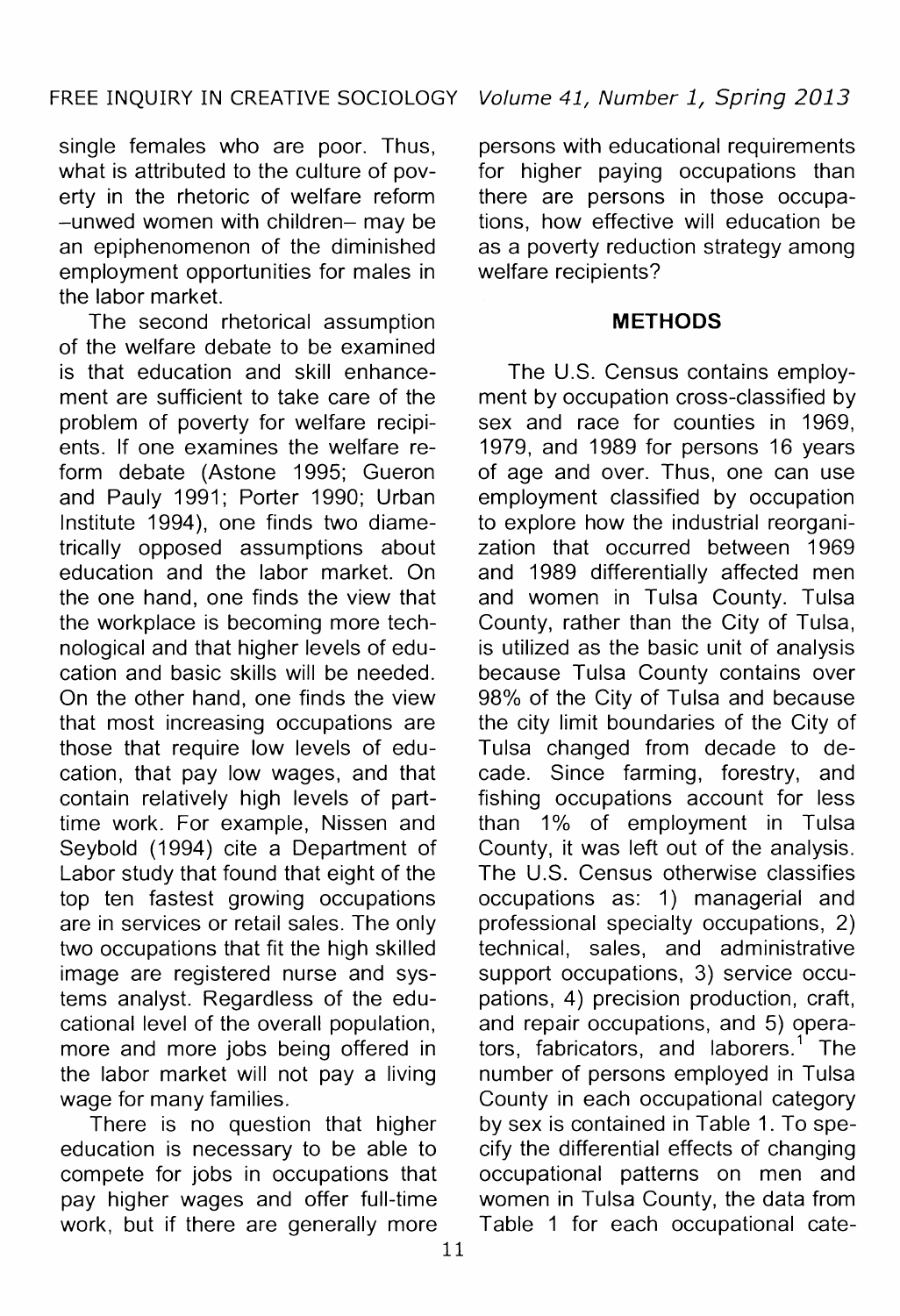single females who are poor. Thus, what is attributed to the culture of poverty in the rhetoric of welfare reform –unwed women with children– may be an epiphenomenon of the diminished employment opportunities for males in the labor market.

The second rhetorical assumption of the welfare debate to be examined is that education and skill enhancement are sufficient to take care of the problem of poverty for welfare recipients. If one examines the welfare reform debate (Astone 1995; Gueron and Pauly 1991; Porter 1990; Urban Institute 1994), one finds two diametrically opposed assumptions about education and the labor market. On the one hand, one finds the view that the workplace is becoming more technological and that higher levels of education and basic skills will be needed. On the other hand, one finds the view that most increasing occupations are those that require low levels of education, that pay low wages, and that contain relatively high levels of part-time work. For example, Nissen and Seybold (1994) cite a Department of Labor study that found that eight of the top ten fastest growing occupations are in services or retail sales. The only two occupations that fit the high skilled image are registered nurse and systems analyst. Regardless of the educational level of the overall population, more and more jobs being offered in the labor market will not pay a living wage for many families.

There is no question that higher education is necessary to be able to compete for jobs in occupations that pay higher wages and offer full-time work, but if there are generally more persons with educational requirements for higher paying occupations than there are persons in those occupations, how effective will education be as a poverty reduction strategy among welfare recipients?

## METHODS

The U.S. Census contains employment by occupation cross-classified by sex and race for counties in 1969, 1979, and 1989 for persons 16 years of age and over. Thus, one can use employment classified by occupation to explore how the industrial reorganization that occurred between 1969 and 1989 differentially affected men and women in Tulsa County. Tulsa County, rather than the City of Tulsa, is utilized as the basic unit of analysis because Tulsa County contains over 98% of the City of Tulsa and because the city limit boundaries of the City of Tulsa changed from decade to decade. Since farming, forestry, and fishing occupations account for less than 1% of employment in Tulsa County, it was left out of the analysis. The U.S. Census otherwise classifies occupations as: 1) managerial and professional specialty occupations, 2) technical, sales, and administrative support occupations, 3) service occupations, 4) precision production, craft, and repair occupations, and 5) operators, fabricators, and laborers.[1] The number of persons employed in Tulsa County in each occupational category by sex is contained in Table 1. To specify the differential effects of changing occupational patterns on men and women in Tulsa County, the data from Table 1 for each occupational cate-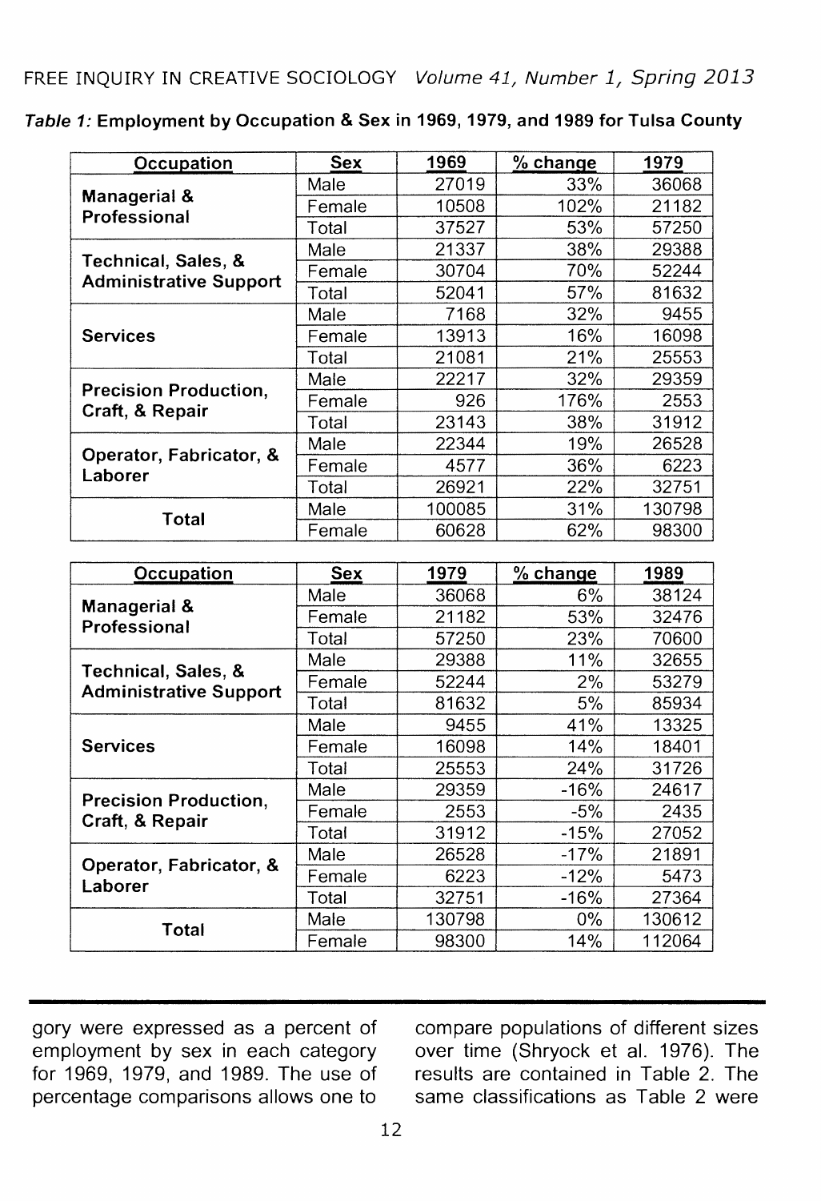*Table 1:* **Employment by Occupation & Sex in 1969, 1979, and 1989 for Tulsa County**

| Occupation | Sex | 1969 | % change | 1979 |
|---|---|---|---|---|
| **Managerial & Professional** | Male | 27019 | 33% | 36068 |
| | Female | 10508 | 102% | 21182 |
| | Total | 37527 | 53% | 57250 |
| **Technical, Sales, & Administrative Support** | Male | 21337 | 38% | 29388 |
| | Female | 30704 | 70% | 52244 |
| | Total | 52041 | 57% | 81632 |
| **Services** | Male | 7168 | 32% | 9455 |
| | Female | 13913 | 16% | 16098 |
| | Total | 21081 | 21% | 25553 |
| **Precision Production, Craft, & Repair** | Male | 22217 | 32% | 29359 |
| | Female | 926 | 176% | 2553 |
| | Total | 23143 | 38% | 31912 |
| **Operator, Fabricator, & Laborer** | Male | 22344 | 19% | 26528 |
| | Female | 4577 | 36% | 6223 |
| | Total | 26921 | 22% | 32751 |
| **Total** | Male | 100085 | 31% | 130798 |
| | Female | 60628 | 62% | 98300 |

| Occupation | Sex | 1979 | % change | 1989 |
|---|---|---|---|---|
| **Managerial & Professional** | Male | 36068 | 6% | 38124 |
| | Female | 21182 | 53% | 32476 |
| | Total | 57250 | 23% | 70600 |
| **Technical, Sales, & Administrative Support** | Male | 29388 | 11% | 32655 |
| | Female | 52244 | 2% | 53279 |
| | Total | 81632 | 5% | 85934 |
| **Services** | Male | 9455 | 41% | 13325 |
| | Female | 16098 | 14% | 18401 |
| | Total | 25553 | 24% | 31726 |
| **Precision Production, Craft, & Repair** | Male | 29359 | -16% | 24617 |
| | Female | 2553 | -5% | 2435 |
| | Total | 31912 | -15% | 27052 |
| **Operator, Fabricator, & Laborer** | Male | 26528 | -17% | 21891 |
| | Female | 6223 | -12% | 5473 |
| | Total | 32751 | -16% | 27364 |
| **Total** | Male | 130798 | 0% | 130612 |
| | Female | 98300 | 14% | 112064 |

gory were expressed as a percent of employment by sex in each category for 1969, 1979, and 1989. The use of percentage comparisons allows one to compare populations of different sizes over time (Shryock et al. 1976). The results are contained in Table 2. The same classifications as Table 2 were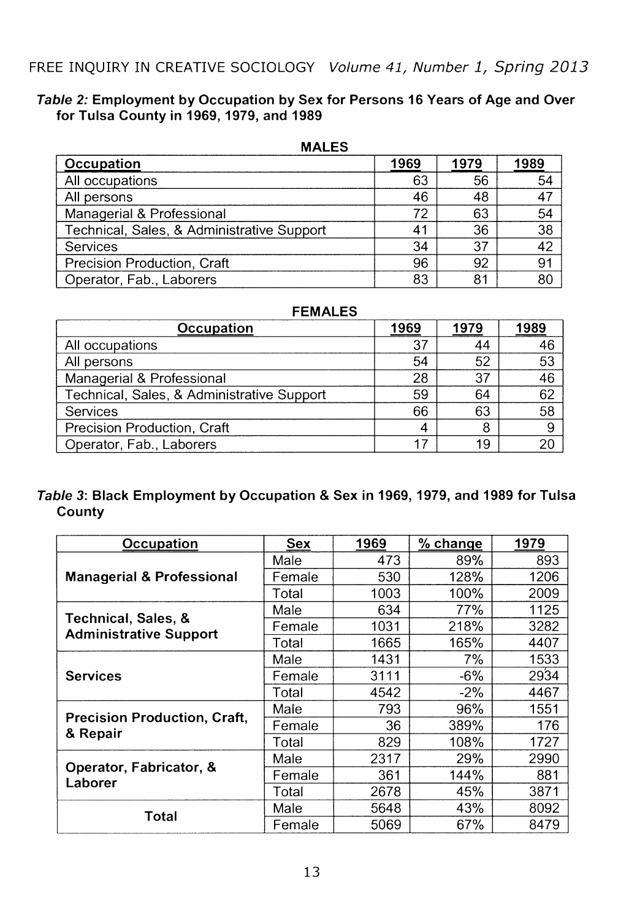***Table 2:*** **Employment by Occupation by Sex for Persons 16 Years of Age and Over for Tulsa County in 1969, 1979, and 1989**

**MALES**

| Occupation | 1969 | 1979 | 1989 |
|---|---|---|---|
| All occupations | 63 | 56 | 54 |
| All persons | 46 | 48 | 47 |
| Managerial & Professional | 72 | 63 | 54 |
| Technical, Sales, & Administrative Support | 41 | 36 | 38 |
| Services | 34 | 37 | 42 |
| Precision Production, Craft | 96 | 92 | 91 |
| Operator, Fab., Laborers | 83 | 81 | 80 |

**FEMALES**

| Occupation | 1969 | 1979 | 1989 |
|---|---|---|---|
| All occupations | 37 | 44 | 46 |
| All persons | 54 | 52 | 53 |
| Managerial & Professional | 28 | 37 | 46 |
| Technical, Sales, & Administrative Support | 59 | 64 | 62 |
| Services | 66 | 63 | 58 |
| Precision Production, Craft | 4 | 8 | 9 |
| Operator, Fab., Laborers | 17 | 19 | 20 |

***Table 3*****: Black Employment by Occupation & Sex in 1969, 1979, and 1989 for Tulsa County**

| Occupation | Sex | 1969 | % change | 1979 |
|---|---|---|---|---|
| **Managerial & Professional** | Male | 473 | 89% | 893 |
| | Female | 530 | 128% | 1206 |
| | Total | 1003 | 100% | 2009 |
| **Technical, Sales, & Administrative Support** | Male | 634 | 77% | 1125 |
| | Female | 1031 | 218% | 3282 |
| | Total | 1665 | 165% | 4407 |
| **Services** | Male | 1431 | 7% | 1533 |
| | Female | 3111 | -6% | 2934 |
| | Total | 4542 | -2% | 4467 |
| **Precision Production, Craft, & Repair** | Male | 793 | 96% | 1551 |
| | Female | 36 | 389% | 176 |
| | Total | 829 | 108% | 1727 |
| **Operator, Fabricator, & Laborer** | Male | 2317 | 29% | 2990 |
| | Female | 361 | 144% | 881 |
| | Total | 2678 | 45% | 3871 |
| **Total** | Male | 5648 | 43% | 8092 |
| | Female | 5069 | 67% | 8479 |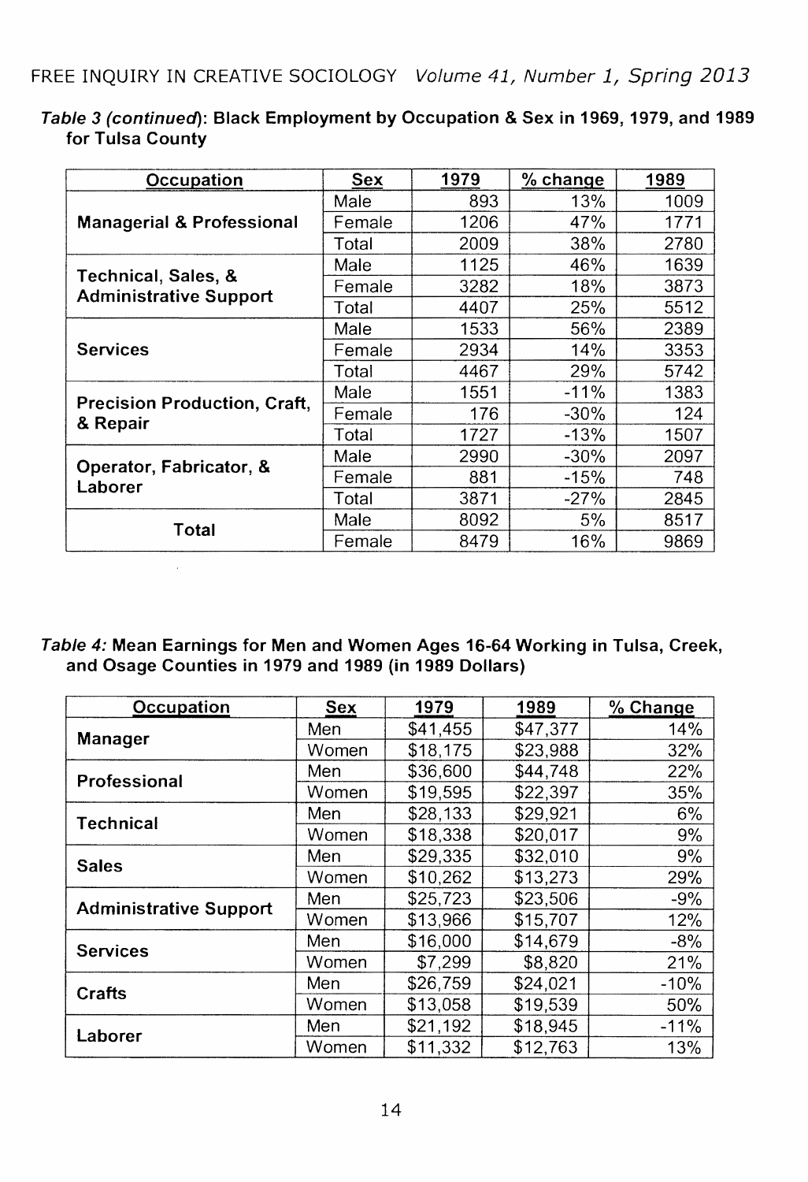*Table 3 (continued)*: **Black Employment by Occupation & Sex in 1969, 1979, and 1989 for Tulsa County**

| Occupation | Sex | 1979 | % change | 1989 |
|---|---|---|---|---|
| Managerial & Professional | Male | 893 | 13% | 1009 |
| | Female | 1206 | 47% | 1771 |
| | Total | 2009 | 38% | 2780 |
| Technical, Sales, & Administrative Support | Male | 1125 | 46% | 1639 |
| | Female | 3282 | 18% | 3873 |
| | Total | 4407 | 25% | 5512 |
| Services | Male | 1533 | 56% | 2389 |
| | Female | 2934 | 14% | 3353 |
| | Total | 4467 | 29% | 5742 |
| Precision Production, Craft, & Repair | Male | 1551 | -11% | 1383 |
| | Female | 176 | -30% | 124 |
| | Total | 1727 | -13% | 1507 |
| Operator, Fabricator, & Laborer | Male | 2990 | -30% | 2097 |
| | Female | 881 | -15% | 748 |
| | Total | 3871 | -27% | 2845 |
| Total | Male | 8092 | 5% | 8517 |
| | Female | 8479 | 16% | 9869 |

*Table 4:* **Mean Earnings for Men and Women Ages 16-64 Working in Tulsa, Creek, and Osage Counties in 1979 and 1989 (in 1989 Dollars)**

| Occupation | Sex | 1979 | 1989 | % Change |
|---|---|---|---|---|
| Manager | Men | $41,455 | $47,377 | 14% |
| | Women | $18,175 | $23,988 | 32% |
| Professional | Men | $36,600 | $44,748 | 22% |
| | Women | $19,595 | $22,397 | 35% |
| Technical | Men | $28,133 | $29,921 | 6% |
| | Women | $18,338 | $20,017 | 9% |
| Sales | Men | $29,335 | $32,010 | 9% |
| | Women | $10,262 | $13,273 | 29% |
| Administrative Support | Men | $25,723 | $23,506 | -9% |
| | Women | $13,966 | $15,707 | 12% |
| Services | Men | $16,000 | $14,679 | -8% |
| | Women | $7,299 | $8,820 | 21% |
| Crafts | Men | $26,759 | $24,021 | -10% |
| | Women | $13,058 | $19,539 | 50% |
| Laborer | Men | $21,192 | $18,945 | -11% |
| | Women | $11,332 | $12,763 | 13% |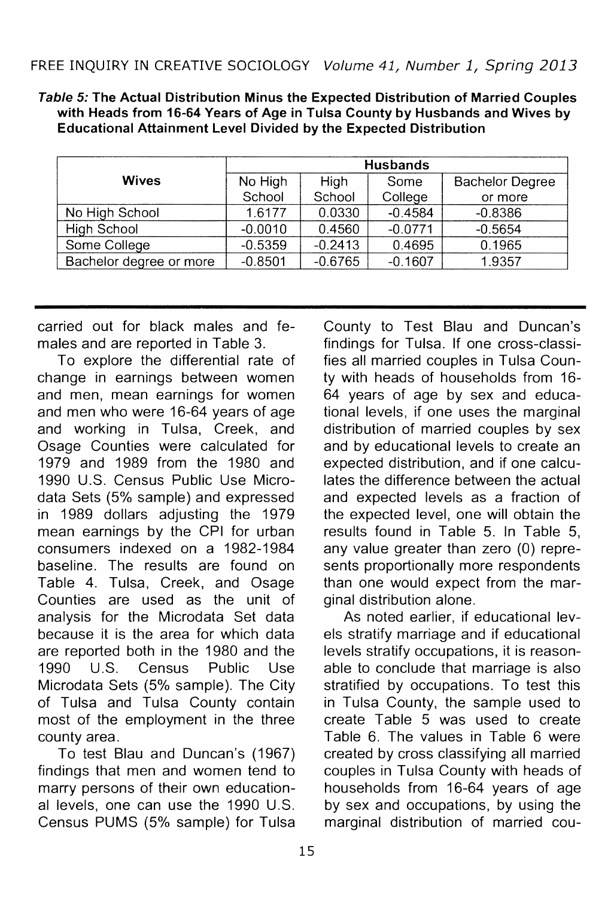***Table 5:* The Actual Distribution Minus the Expected Distribution of Married Couples with Heads from 16-64 Years of Age in Tulsa County by Husbands and Wives by Educational Attainment Level Divided by the Expected Distribution**

| Wives | Husbands | | | |
|---|---|---|---|---|
| | No High School | High School | Some College | Bachelor Degree or more |
| No High School | 1.6177 | 0.0330 | -0.4584 | -0.8386 |
| High School | -0.0010 | 0.4560 | -0.0771 | -0.5654 |
| Some College | -0.5359 | -0.2413 | 0.4695 | 0.1965 |
| Bachelor degree or more | -0.8501 | -0.6765 | -0.1607 | 1.9357 |

carried out for black males and females and are reported in Table 3.

To explore the differential rate of change in earnings between women and men, mean earnings for women and men who were 16-64 years of age and working in Tulsa, Creek, and Osage Counties were calculated for 1979 and 1989 from the 1980 and 1990 U.S. Census Public Use Microdata Sets (5% sample) and expressed in 1989 dollars adjusting the 1979 mean earnings by the CPI for urban consumers indexed on a 1982-1984 baseline. The results are found on Table 4. Tulsa, Creek, and Osage Counties are used as the unit of analysis for the Microdata Set data because it is the area for which data are reported both in the 1980 and the 1990 U.S. Census Public Use Microdata Sets (5% sample). The City of Tulsa and Tulsa County contain most of the employment in the three county area.

To test Blau and Duncan's (1967) findings that men and women tend to marry persons of their own educational levels, one can use the 1990 U.S. Census PUMS (5% sample) for Tulsa County to Test Blau and Duncan's findings for Tulsa. If one cross-classifies all married couples in Tulsa County with heads of households from 16-64 years of age by sex and educational levels, if one uses the marginal distribution of married couples by sex and by educational levels to create an expected distribution, and if one calculates the difference between the actual and expected levels as a fraction of the expected level, one will obtain the results found in Table 5. In Table 5, any value greater than zero (0) represents proportionally more respondents than one would expect from the marginal distribution alone.

As noted earlier, if educational levels stratify marriage and if educational levels stratify occupations, it is reasonable to conclude that marriage is also stratified by occupations. To test this in Tulsa County, the sample used to create Table 5 was used to create Table 6. The values in Table 6 were created by cross classifying all married couples in Tulsa County with heads of households from 16-64 years of age by sex and occupations, by using the marginal distribution of married cou-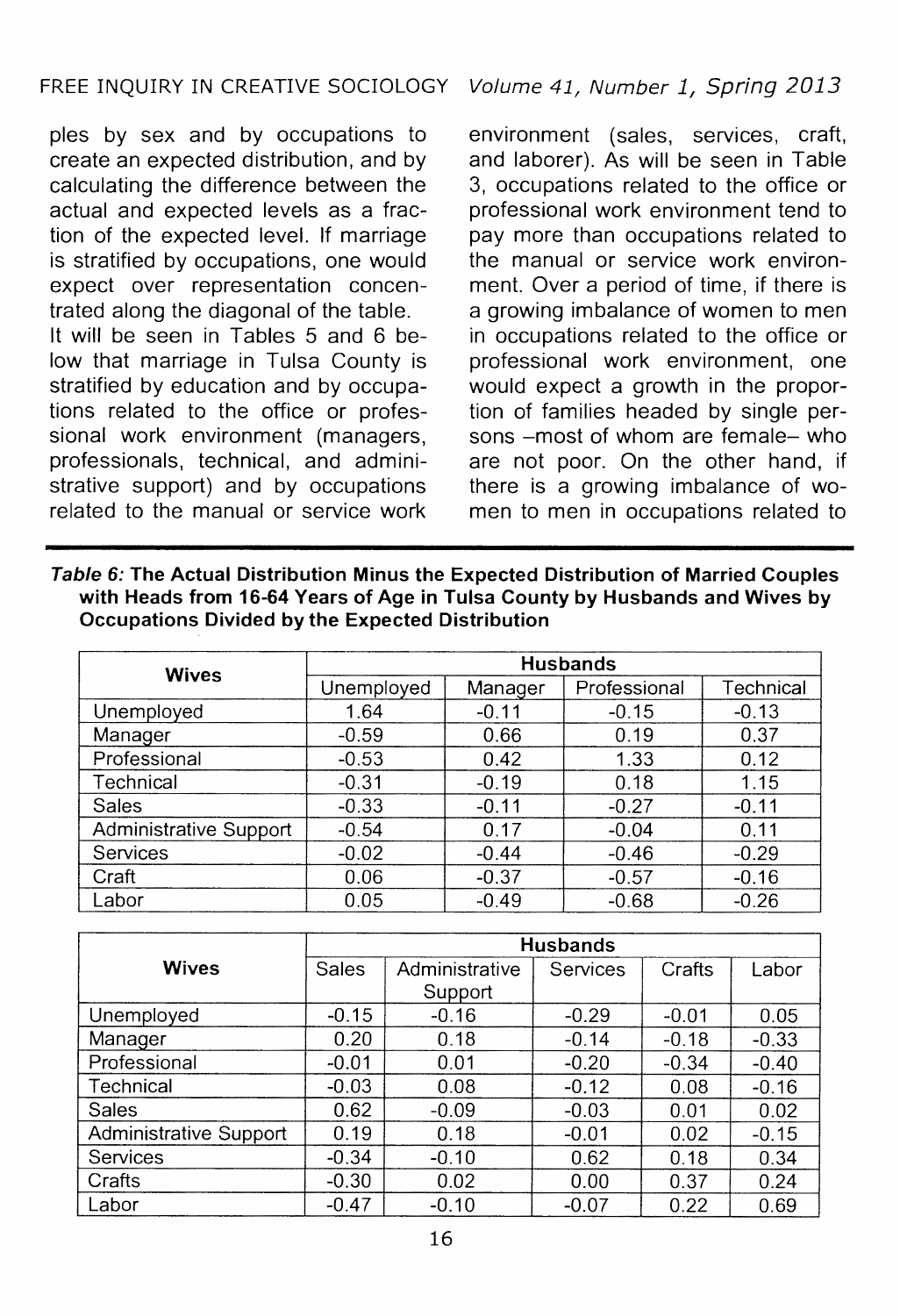ples by sex and by occupations to create an expected distribution, and by calculating the difference between the actual and expected levels as a fraction of the expected level. If marriage is stratified by occupations, one would expect over representation concentrated along the diagonal of the table.

It will be seen in Tables 5 and 6 below that marriage in Tulsa County is stratified by education and by occupations related to the office or professional work environment (managers, professionals, technical, and administrative support) and by occupations related to the manual or service work environment (sales, services, craft, and laborer). As will be seen in Table 3, occupations related to the office or professional work environment tend to pay more than occupations related to the manual or service work environment. Over a period of time, if there is a growing imbalance of women to men in occupations related to the office or professional work environment, one would expect a growth in the proportion of families headed by single persons –most of whom are female– who are not poor. On the other hand, if there is a growing imbalance of women to men in occupations related to

***Table 6:* The Actual Distribution Minus the Expected Distribution of Married Couples with Heads from 16-64 Years of Age in Tulsa County by Husbands and Wives by Occupations Divided by the Expected Distribution**

| Wives | Husbands | | | |
|---|---|---|---|---|
| | Unemployed | Manager | Professional | Technical |
| Unemployed | 1.64 | -0.11 | -0.15 | -0.13 |
| Manager | -0.59 | 0.66 | 0.19 | 0.37 |
| Professional | -0.53 | 0.42 | 1.33 | 0.12 |
| Technical | -0.31 | -0.19 | 0.18 | 1.15 |
| Sales | -0.33 | -0.11 | -0.27 | -0.11 |
| Administrative Support | -0.54 | 0.17 | -0.04 | 0.11 |
| Services | -0.02 | -0.44 | -0.46 | -0.29 |
| Craft | 0.06 | -0.37 | -0.57 | -0.16 |
| Labor | 0.05 | -0.49 | -0.68 | -0.26 |

| Wives | Husbands | | | | |
|---|---|---|---|---|---|
| | Sales | Administrative Support | Services | Crafts | Labor |
| Unemployed | -0.15 | -0.16 | -0.29 | -0.01 | 0.05 |
| Manager | 0.20 | 0.18 | -0.14 | -0.18 | -0.33 |
| Professional | -0.01 | 0.01 | -0.20 | -0.34 | -0.40 |
| Technical | -0.03 | 0.08 | -0.12 | 0.08 | -0.16 |
| Sales | 0.62 | -0.09 | -0.03 | 0.01 | 0.02 |
| Administrative Support | 0.19 | 0.18 | -0.01 | 0.02 | -0.15 |
| Services | -0.34 | -0.10 | 0.62 | 0.18 | 0.34 |
| Crafts | -0.30 | 0.02 | 0.00 | 0.37 | 0.24 |
| Labor | -0.47 | -0.10 | -0.07 | 0.22 | 0.69 |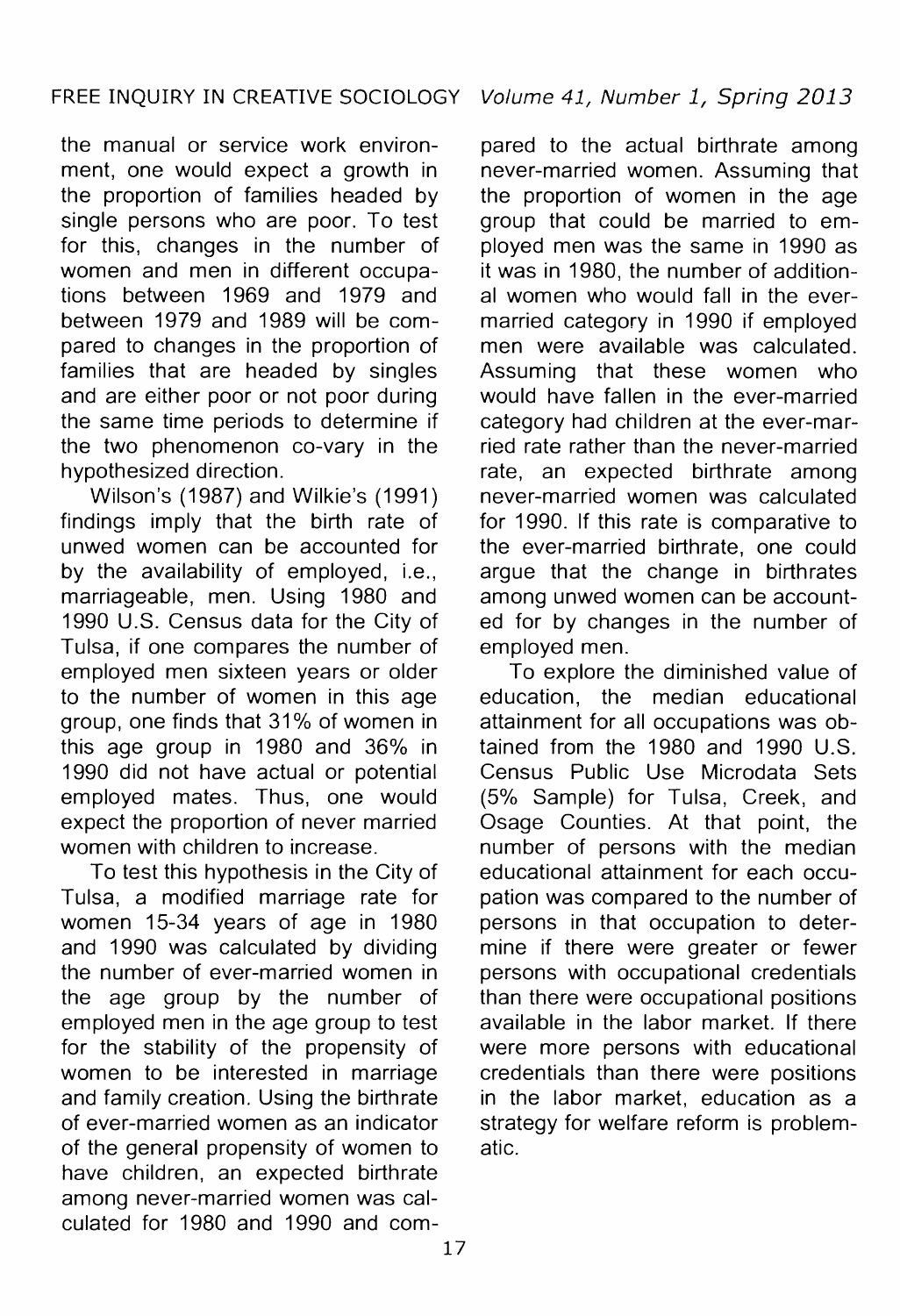the manual or service work environment, one would expect a growth in the proportion of families headed by single persons who are poor. To test for this, changes in the number of women and men in different occupations between 1969 and 1979 and between 1979 and 1989 will be compared to changes in the proportion of families that are headed by singles and are either poor or not poor during the same time periods to determine if the two phenomenon co-vary in the hypothesized direction.

Wilson's (1987) and Wilkie's (1991) findings imply that the birth rate of unwed women can be accounted for by the availability of employed, i.e., marriageable, men. Using 1980 and 1990 U.S. Census data for the City of Tulsa, if one compares the number of employed men sixteen years or older to the number of women in this age group, one finds that 31% of women in this age group in 1980 and 36% in 1990 did not have actual or potential employed mates. Thus, one would expect the proportion of never married women with children to increase.

To test this hypothesis in the City of Tulsa, a modified marriage rate for women 15-34 years of age in 1980 and 1990 was calculated by dividing the number of ever-married women in the age group by the number of employed men in the age group to test for the stability of the propensity of women to be interested in marriage and family creation. Using the birthrate of ever-married women as an indicator of the general propensity of women to have children, an expected birthrate among never-married women was calculated for 1980 and 1990 and compared to the actual birthrate among never-married women. Assuming that the proportion of women in the age group that could be married to employed men was the same in 1990 as it was in 1980, the number of additional women who would fall in the ever-married category in 1990 if employed men were available was calculated. Assuming that these women who would have fallen in the ever-married category had children at the ever-married rate rather than the never-married rate, an expected birthrate among never-married women was calculated for 1990. If this rate is comparative to the ever-married birthrate, one could argue that the change in birthrates among unwed women can be accounted for by changes in the number of employed men.

To explore the diminished value of education, the median educational attainment for all occupations was obtained from the 1980 and 1990 U.S. Census Public Use Microdata Sets (5% Sample) for Tulsa, Creek, and Osage Counties. At that point, the number of persons with the median educational attainment for each occupation was compared to the number of persons in that occupation to determine if there were greater or fewer persons with occupational credentials than there were occupational positions available in the labor market. If there were more persons with educational credentials than there were positions in the labor market, education as a strategy for welfare reform is problematic.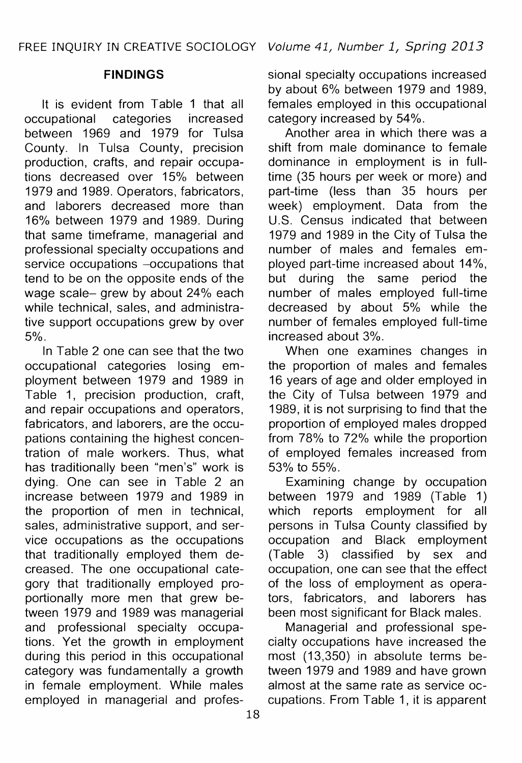## FINDINGS

It is evident from Table 1 that all occupational categories increased between 1969 and 1979 for Tulsa County. In Tulsa County, precision production, crafts, and repair occupations decreased over 15% between 1979 and 1989. Operators, fabricators, and laborers decreased more than 16% between 1979 and 1989. During that same timeframe, managerial and professional specialty occupations and service occupations –occupations that tend to be on the opposite ends of the wage scale– grew by about 24% each while technical, sales, and administrative support occupations grew by over 5%.

In Table 2 one can see that the two occupational categories losing employment between 1979 and 1989 in Table 1, precision production, craft, and repair occupations and operators, fabricators, and laborers, are the occupations containing the highest concentration of male workers. Thus, what has traditionally been "men's" work is dying. One can see in Table 2 an increase between 1979 and 1989 in the proportion of men in technical, sales, administrative support, and service occupations as the occupations that traditionally employed them decreased. The one occupational category that traditionally employed proportionally more men that grew between 1979 and 1989 was managerial and professional specialty occupations. Yet the growth in employment during this period in this occupational category was fundamentally a growth in female employment. While males employed in managerial and professional specialty occupations increased by about 6% between 1979 and 1989, females employed in this occupational category increased by 54%.

Another area in which there was a shift from male dominance to female dominance in employment is in full-time (35 hours per week or more) and part-time (less than 35 hours per week) employment. Data from the U.S. Census indicated that between 1979 and 1989 in the City of Tulsa the number of males and females employed part-time increased about 14%, but during the same period the number of males employed full-time decreased by about 5% while the number of females employed full-time increased about 3%.

When one examines changes in the proportion of males and females 16 years of age and older employed in the City of Tulsa between 1979 and 1989, it is not surprising to find that the proportion of employed males dropped from 78% to 72% while the proportion of employed females increased from 53% to 55%.

Examining change by occupation between 1979 and 1989 (Table 1) which reports employment for all persons in Tulsa County classified by occupation and Black employment (Table 3) classified by sex and occupation, one can see that the effect of the loss of employment as operators, fabricators, and laborers has been most significant for Black males.

Managerial and professional specialty occupations have increased the most (13,350) in absolute terms between 1979 and 1989 and have grown almost at the same rate as service occupations. From Table 1, it is apparent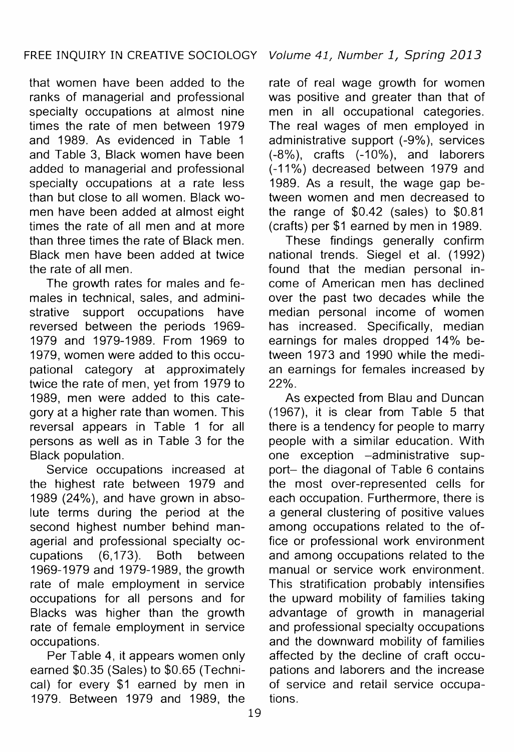that women have been added to the ranks of managerial and professional specialty occupations at almost nine times the rate of men between 1979 and 1989. As evidenced in Table 1 and Table 3, Black women have been added to managerial and professional specialty occupations at a rate less than but close to all women. Black women have been added at almost eight times the rate of all men and at more than three times the rate of Black men. Black men have been added at twice the rate of all men.

The growth rates for males and females in technical, sales, and administrative support occupations have reversed between the periods 1969-1979 and 1979-1989. From 1969 to 1979, women were added to this occupational category at approximately twice the rate of men, yet from 1979 to 1989, men were added to this category at a higher rate than women. This reversal appears in Table 1 for all persons as well as in Table 3 for the Black population.

Service occupations increased at the highest rate between 1979 and 1989 (24%), and have grown in absolute terms during the period at the second highest number behind managerial and professional specialty occupations (6,173). Both between 1969-1979 and 1979-1989, the growth rate of male employment in service occupations for all persons and for Blacks was higher than the growth rate of female employment in service occupations.

Per Table 4, it appears women only earned $0.35 (Sales) to $0.65 (Technical) for every $1 earned by men in 1979. Between 1979 and 1989, the rate of real wage growth for women was positive and greater than that of men in all occupational categories. The real wages of men employed in administrative support (-9%), services (-8%), crafts (-10%), and laborers (-11%) decreased between 1979 and 1989. As a result, the wage gap between women and men decreased to the range of $0.42 (sales) to $0.81 (crafts) per $1 earned by men in 1989.

These findings generally confirm national trends. Siegel et al. (1992) found that the median personal income of American men has declined over the past two decades while the median personal income of women has increased. Specifically, median earnings for males dropped 14% between 1973 and 1990 while the median earnings for females increased by 22%.

As expected from Blau and Duncan (1967), it is clear from Table 5 that there is a tendency for people to marry people with a similar education. With one exception –administrative support– the diagonal of Table 6 contains the most over-represented cells for each occupation. Furthermore, there is a general clustering of positive values among occupations related to the office or professional work environment and among occupations related to the manual or service work environment. This stratification probably intensifies the upward mobility of families taking advantage of growth in managerial and professional specialty occupations and the downward mobility of families affected by the decline of craft occupations and laborers and the increase of service and retail service occupations.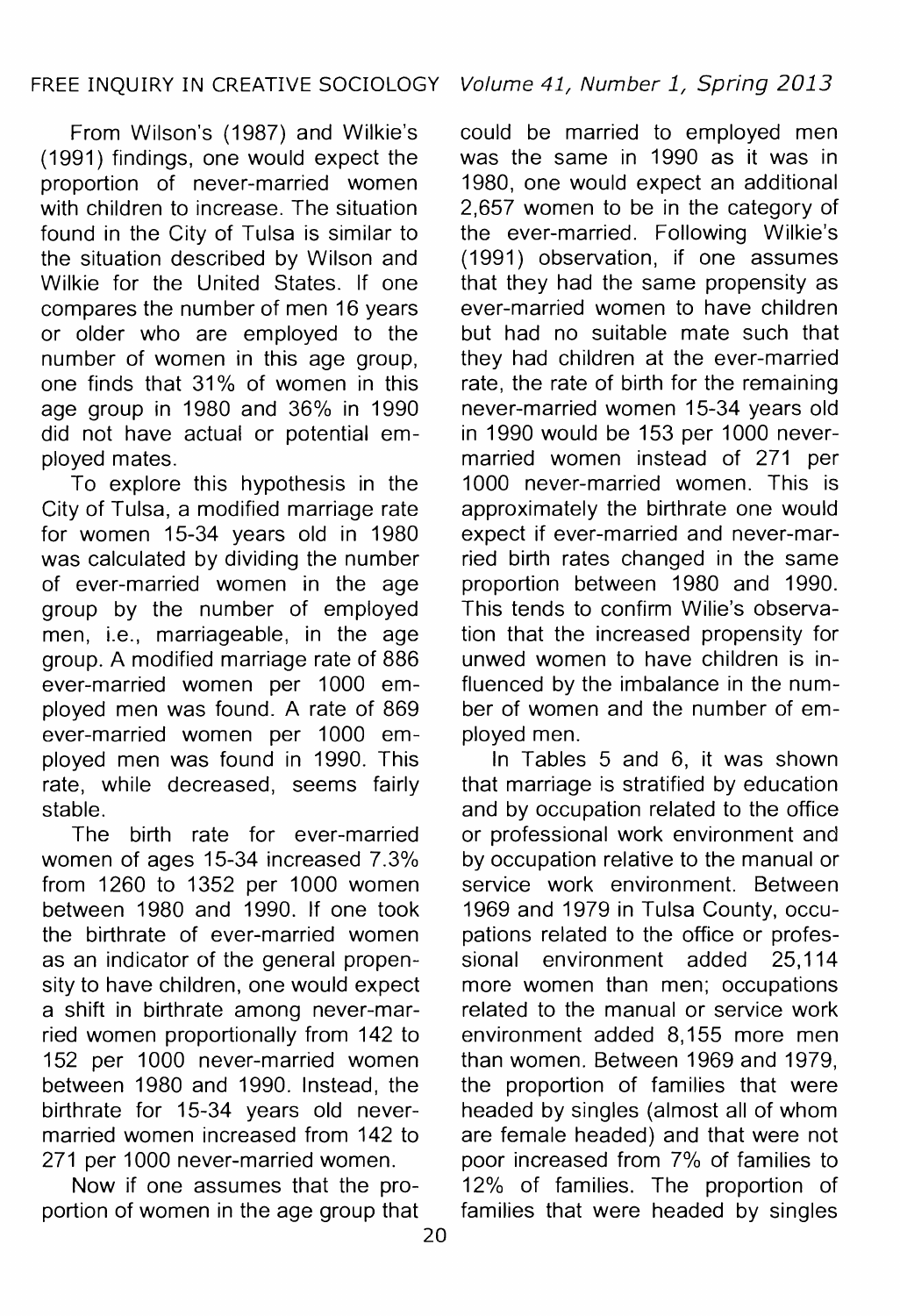From Wilson's (1987) and Wilkie's (1991) findings, one would expect the proportion of never-married women with children to increase. The situation found in the City of Tulsa is similar to the situation described by Wilson and Wilkie for the United States. If one compares the number of men 16 years or older who are employed to the number of women in this age group, one finds that 31% of women in this age group in 1980 and 36% in 1990 did not have actual or potential employed mates.

To explore this hypothesis in the City of Tulsa, a modified marriage rate for women 15-34 years old in 1980 was calculated by dividing the number of ever-married women in the age group by the number of employed men, i.e., marriageable, in the age group. A modified marriage rate of 886 ever-married women per 1000 employed men was found. A rate of 869 ever-married women per 1000 employed men was found in 1990. This rate, while decreased, seems fairly stable.

The birth rate for ever-married women of ages 15-34 increased 7.3% from 1260 to 1352 per 1000 women between 1980 and 1990. If one took the birthrate of ever-married women as an indicator of the general propensity to have children, one would expect a shift in birthrate among never-married women proportionally from 142 to 152 per 1000 never-married women between 1980 and 1990. Instead, the birthrate for 15-34 years old never-married women increased from 142 to 271 per 1000 never-married women.

Now if one assumes that the proportion of women in the age group that could be married to employed men was the same in 1990 as it was in 1980, one would expect an additional 2,657 women to be in the category of the ever-married. Following Wilkie's (1991) observation, if one assumes that they had the same propensity as ever-married women to have children but had no suitable mate such that they had children at the ever-married rate, the rate of birth for the remaining never-married women 15-34 years old in 1990 would be 153 per 1000 never-married women instead of 271 per 1000 never-married women. This is approximately the birthrate one would expect if ever-married and never-married birth rates changed in the same proportion between 1980 and 1990. This tends to confirm Wilie's observation that the increased propensity for unwed women to have children is influenced by the imbalance in the number of women and the number of employed men.

In Tables 5 and 6, it was shown that marriage is stratified by education and by occupation related to the office or professional work environment and by occupation relative to the manual or service work environment. Between 1969 and 1979 in Tulsa County, occupations related to the office or professional environment added 25,114 more women than men; occupations related to the manual or service work environment added 8,155 more men than women. Between 1969 and 1979, the proportion of families that were headed by singles (almost all of whom are female headed) and that were not poor increased from 7% of families to 12% of families. The proportion of families that were headed by singles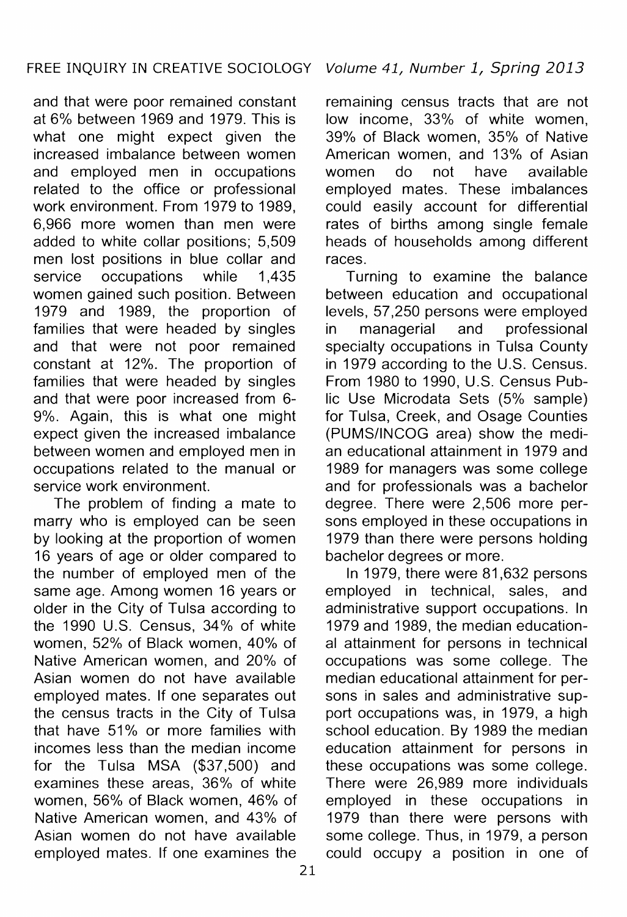and that were poor remained constant at 6% between 1969 and 1979. This is what one might expect given the increased imbalance between women and employed men in occupations related to the office or professional work environment. From 1979 to 1989, 6,966 more women than men were added to white collar positions; 5,509 men lost positions in blue collar and service occupations while 1,435 women gained such position. Between 1979 and 1989, the proportion of families that were headed by singles and that were not poor remained constant at 12%. The proportion of families that were headed by singles and that were poor increased from 6-9%. Again, this is what one might expect given the increased imbalance between women and employed men in occupations related to the manual or service work environment.

The problem of finding a mate to marry who is employed can be seen by looking at the proportion of women 16 years of age or older compared to the number of employed men of the same age. Among women 16 years or older in the City of Tulsa according to the 1990 U.S. Census, 34% of white women, 52% of Black women, 40% of Native American women, and 20% of Asian women do not have available employed mates. If one separates out the census tracts in the City of Tulsa that have 51% or more families with incomes less than the median income for the Tulsa MSA ($37,500) and examines these areas, 36% of white women, 56% of Black women, 46% of Native American women, and 43% of Asian women do not have available employed mates. If one examines the remaining census tracts that are not low income, 33% of white women, 39% of Black women, 35% of Native American women, and 13% of Asian women do not have available employed mates. These imbalances could easily account for differential rates of births among single female heads of households among different races.

Turning to examine the balance between education and occupational levels, 57,250 persons were employed in managerial and professional specialty occupations in Tulsa County in 1979 according to the U.S. Census. From 1980 to 1990, U.S. Census Public Use Microdata Sets (5% sample) for Tulsa, Creek, and Osage Counties (PUMS/INCOG area) show the median educational attainment in 1979 and 1989 for managers was some college and for professionals was a bachelor degree. There were 2,506 more persons employed in these occupations in 1979 than there were persons holding bachelor degrees or more.

In 1979, there were 81,632 persons employed in technical, sales, and administrative support occupations. In 1979 and 1989, the median educational attainment for persons in technical occupations was some college. The median educational attainment for persons in sales and administrative support occupations was, in 1979, a high school education. By 1989 the median education attainment for persons in these occupations was some college. There were 26,989 more individuals employed in these occupations in 1979 than there were persons with some college. Thus, in 1979, a person could occupy a position in one of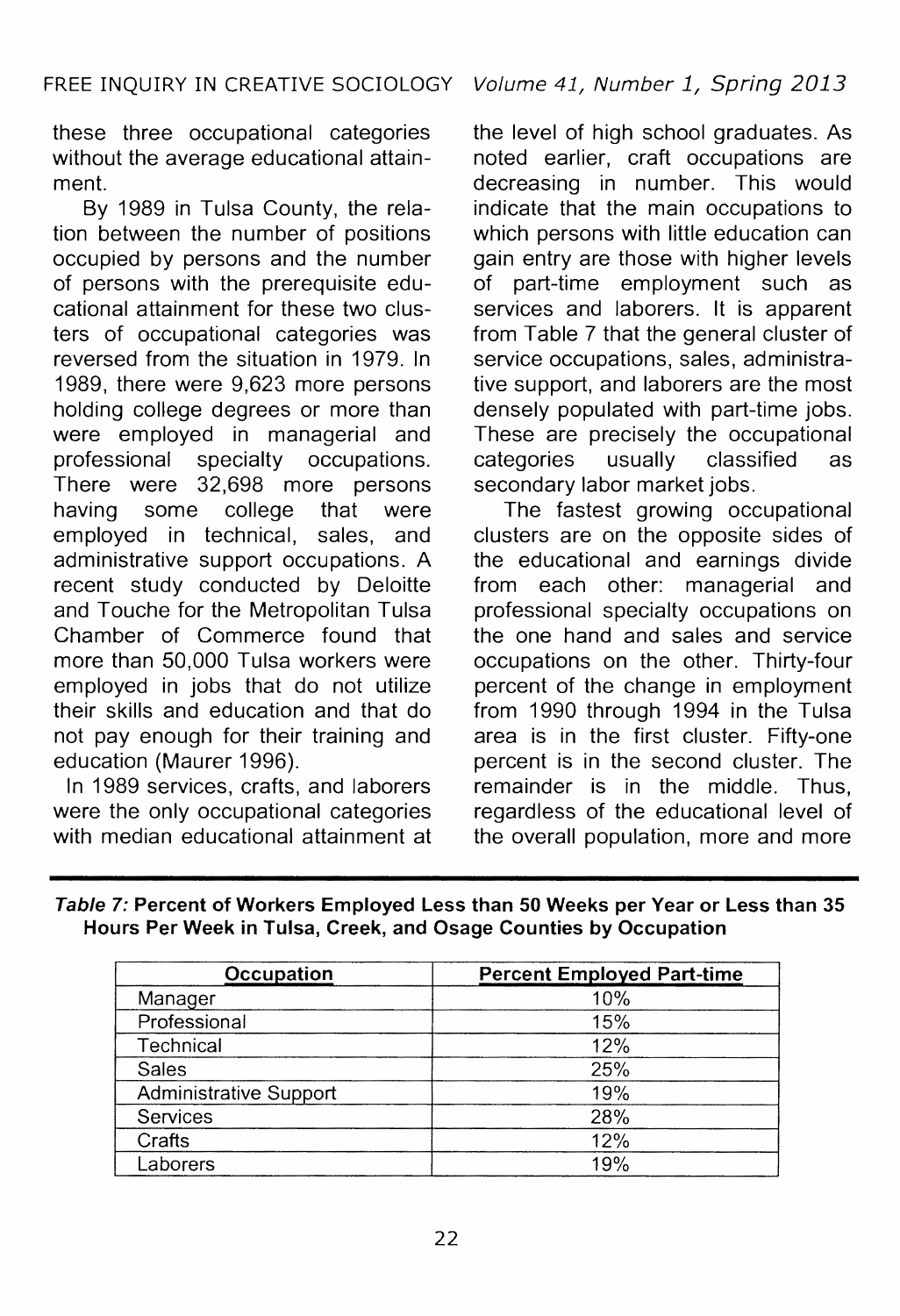these three occupational categories without the average educational attainment.

By 1989 in Tulsa County, the relation between the number of positions occupied by persons and the number of persons with the prerequisite educational attainment for these two clusters of occupational categories was reversed from the situation in 1979. In 1989, there were 9,623 more persons holding college degrees or more than were employed in managerial and professional specialty occupations. There were 32,698 more persons having some college that were employed in technical, sales, and administrative support occupations. A recent study conducted by Deloitte and Touche for the Metropolitan Tulsa Chamber of Commerce found that more than 50,000 Tulsa workers were employed in jobs that do not utilize their skills and education and that do not pay enough for their training and education (Maurer 1996).

In 1989 services, crafts, and laborers were the only occupational categories with median educational attainment at the level of high school graduates. As noted earlier, craft occupations are decreasing in number. This would indicate that the main occupations to which persons with little education can gain entry are those with higher levels of part-time employment such as services and laborers. It is apparent from Table 7 that the general cluster of service occupations, sales, administrative support, and laborers are the most densely populated with part-time jobs. These are precisely the occupational categories usually classified as secondary labor market jobs.

The fastest growing occupational clusters are on the opposite sides of the educational and earnings divide from each other: managerial and professional specialty occupations on the one hand and sales and service occupations on the other. Thirty-four percent of the change in employment from 1990 through 1994 in the Tulsa area is in the first cluster. Fifty-one percent is in the second cluster. The remainder is in the middle. Thus, regardless of the educational level of the overall population, more and more

***Table 7:* Percent of Workers Employed Less than 50 Weeks per Year or Less than 35 Hours Per Week in Tulsa, Creek, and Osage Counties by Occupation**

| Occupation | Percent Employed Part-time |
|---|---|
| Manager | 10% |
| Professional | 15% |
| Technical | 12% |
| Sales | 25% |
| Administrative Support | 19% |
| Services | 28% |
| Crafts | 12% |
| Laborers | 19% |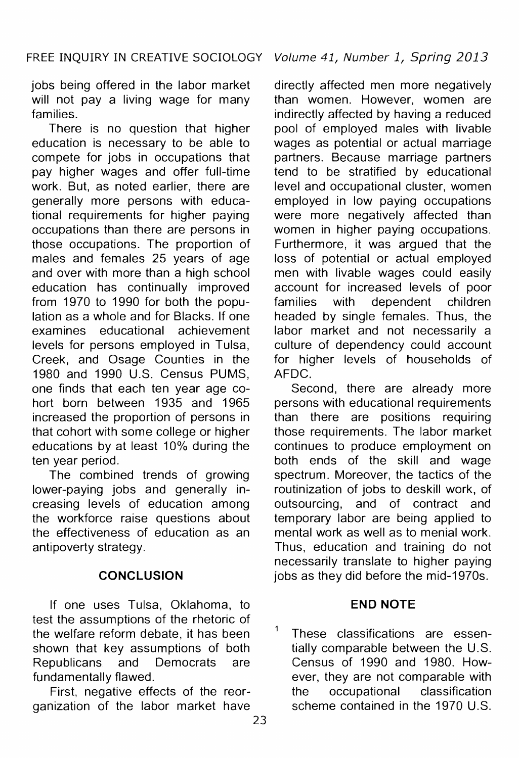jobs being offered in the labor market will not pay a living wage for many families.

There is no question that higher education is necessary to be able to compete for jobs in occupations that pay higher wages and offer full-time work. But, as noted earlier, there are generally more persons with educational requirements for higher paying occupations than there are persons in those occupations. The proportion of males and females 25 years of age and over with more than a high school education has continually improved from 1970 to 1990 for both the population as a whole and for Blacks. If one examines educational achievement levels for persons employed in Tulsa, Creek, and Osage Counties in the 1980 and 1990 U.S. Census PUMS, one finds that each ten year age cohort born between 1935 and 1965 increased the proportion of persons in that cohort with some college or higher educations by at least 10% during the ten year period.

The combined trends of growing lower-paying jobs and generally increasing levels of education among the workforce raise questions about the effectiveness of education as an antipoverty strategy.

## CONCLUSION

If one uses Tulsa, Oklahoma, to test the assumptions of the rhetoric of the welfare reform debate, it has been shown that key assumptions of both Republicans and Democrats are fundamentally flawed.

First, negative effects of the reorganization of the labor market have directly affected men more negatively than women. However, women are indirectly affected by having a reduced pool of employed males with livable wages as potential or actual marriage partners. Because marriage partners tend to be stratified by educational level and occupational cluster, women employed in low paying occupations were more negatively affected than women in higher paying occupations. Furthermore, it was argued that the loss of potential or actual employed men with livable wages could easily account for increased levels of poor families with dependent children headed by single females. Thus, the labor market and not necessarily a culture of dependency could account for higher levels of households of AFDC.

Second, there are already more persons with educational requirements than there are positions requiring those requirements. The labor market continues to produce employment on both ends of the skill and wage spectrum. Moreover, the tactics of the routinization of jobs to deskill work, of outsourcing, and of contract and temporary labor are being applied to mental work as well as to menial work. Thus, education and training do not necessarily translate to higher paying jobs as they did before the mid-1970s.

## END NOTE

[1] These classifications are essentially comparable between the U.S. Census of 1990 and 1980. However, they are not comparable with the occupational classification scheme contained in the 1970 U.S.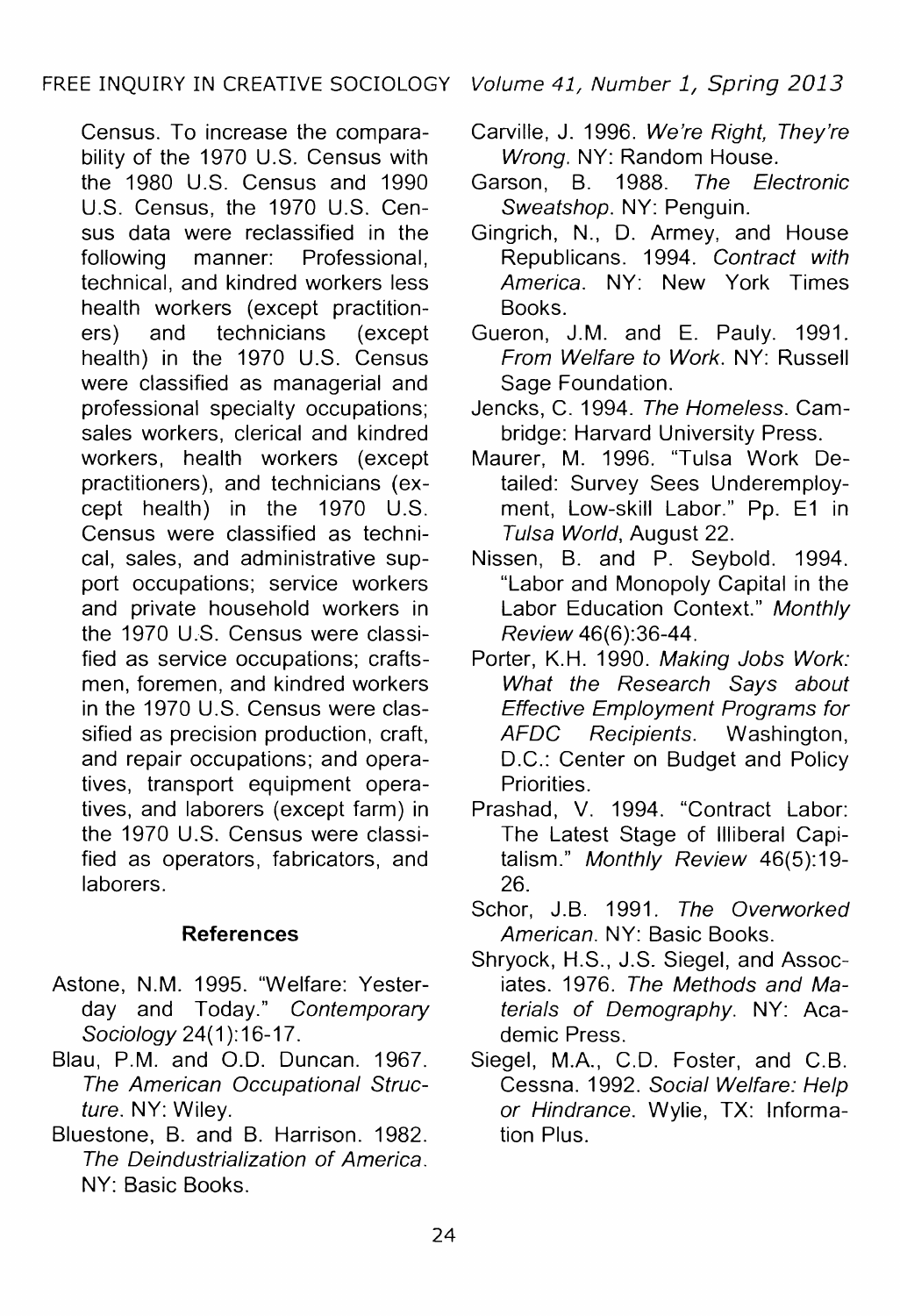Census. To increase the comparability of the 1970 U.S. Census with the 1980 U.S. Census and 1990 U.S. Census, the 1970 U.S. Census data were reclassified in the following manner: Professional, technical, and kindred workers less health workers (except practitioners) and technicians (except health) in the 1970 U.S. Census were classified as managerial and professional specialty occupations; sales workers, clerical and kindred workers, health workers (except practitioners), and technicians (except health) in the 1970 U.S. Census were classified as technical, sales, and administrative support occupations; service workers and private household workers in the 1970 U.S. Census were classified as service occupations; craftsmen, foremen, and kindred workers in the 1970 U.S. Census were classified as precision production, craft, and repair occupations; and operatives, transport equipment operatives, and laborers (except farm) in the 1970 U.S. Census were classified as operators, fabricators, and laborers.

## References

Astone, N.M. 1995. "Welfare: Yesterday and Today." *Contemporary Sociology* 24(1):16-17.

Blau, P.M. and O.D. Duncan. 1967. *The American Occupational Structure*. NY: Wiley.

Bluestone, B. and B. Harrison. 1982. *The Deindustrialization of America*. NY: Basic Books.

Carville, J. 1996. *We're Right, They're Wrong*. NY: Random House.

Garson, B. 1988. *The Electronic Sweatshop*. NY: Penguin.

Gingrich, N., D. Armey, and House Republicans. 1994. *Contract with America*. NY: New York Times Books.

Gueron, J.M. and E. Pauly. 1991. *From Welfare to Work*. NY: Russell Sage Foundation.

Jencks, C. 1994. *The Homeless*. Cambridge: Harvard University Press.

Maurer, M. 1996. "Tulsa Work Detailed: Survey Sees Underemployment, Low-skill Labor." Pp. E1 in *Tulsa World*, August 22.

Nissen, B. and P. Seybold. 1994. "Labor and Monopoly Capital in the Labor Education Context." *Monthly Review* 46(6):36-44.

Porter, K.H. 1990. *Making Jobs Work: What the Research Says about Effective Employment Programs for AFDC Recipients*. Washington, D.C.: Center on Budget and Policy Priorities.

Prashad, V. 1994. "Contract Labor: The Latest Stage of Illiberal Capitalism." *Monthly Review* 46(5):19-26.

Schor, J.B. 1991. *The Overworked American*. NY: Basic Books.

Shryock, H.S., J.S. Siegel, and Associates. 1976. *The Methods and Materials of Demography*. NY: Academic Press.

Siegel, M.A., C.D. Foster, and C.B. Cessna. 1992. *Social Welfare: Help or Hindrance*. Wylie, TX: Information Plus.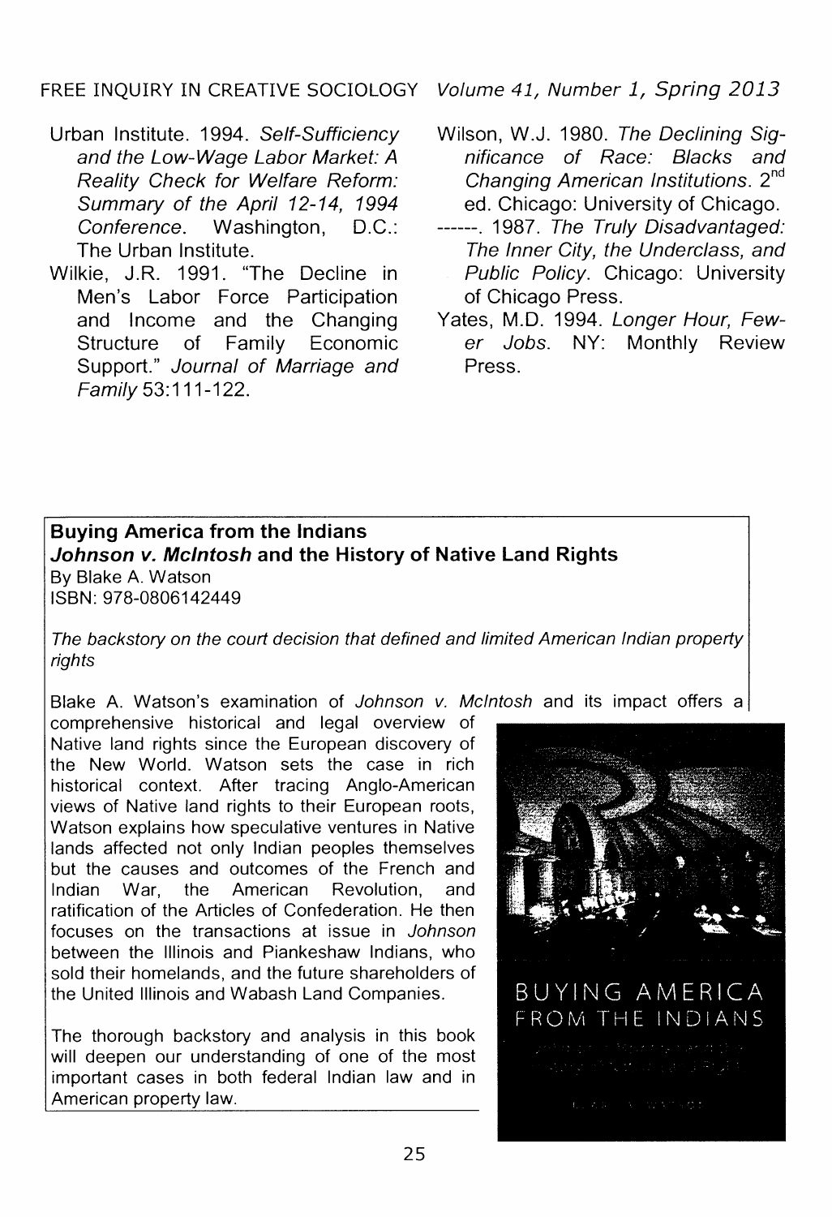Urban Institute. 1994. *Self-Sufficiency and the Low-Wage Labor Market: A Reality Check for Welfare Reform: Summary of the April 12-14, 1994 Conference*. Washington, D.C.: The Urban Institute.

Wilkie, J.R. 1991. "The Decline in Men's Labor Force Participation and Income and the Changing Structure of Family Economic Support." *Journal of Marriage and Family* 53:111-122.

Wilson, W.J. 1980. *The Declining Significance of Race: Blacks and Changing American Institutions*. 2nd ed. Chicago: University of Chicago.

------. 1987. *The Truly Disadvantaged: The Inner City, the Underclass, and Public Policy*. Chicago: University of Chicago Press.

Yates, M.D. 1994. *Longer Hour, Fewer Jobs*. NY: Monthly Review Press.

**Buying America from the Indians**
***Johnson v. McIntosh* and the History of Native Land Rights**
By Blake A. Watson
ISBN: 978-0806142449

*The backstory on the court decision that defined and limited American Indian property rights*

Blake A. Watson's examination of *Johnson v. McIntosh* and its impact offers a comprehensive historical and legal overview of Native land rights since the European discovery of the New World. Watson sets the case in rich historical context. After tracing Anglo-American views of Native land rights to their European roots, Watson explains how speculative ventures in Native lands affected not only Indian peoples themselves but the causes and outcomes of the French and Indian War, the American Revolution, and ratification of the Articles of Confederation. He then focuses on the transactions at issue in *Johnson* between the Illinois and Piankeshaw Indians, who sold their homelands, and the future shareholders of the United Illinois and Wabash Land Companies.

The thorough backstory and analysis in this book will deepen our understanding of one of the most important cases in both federal Indian law and in American property law.